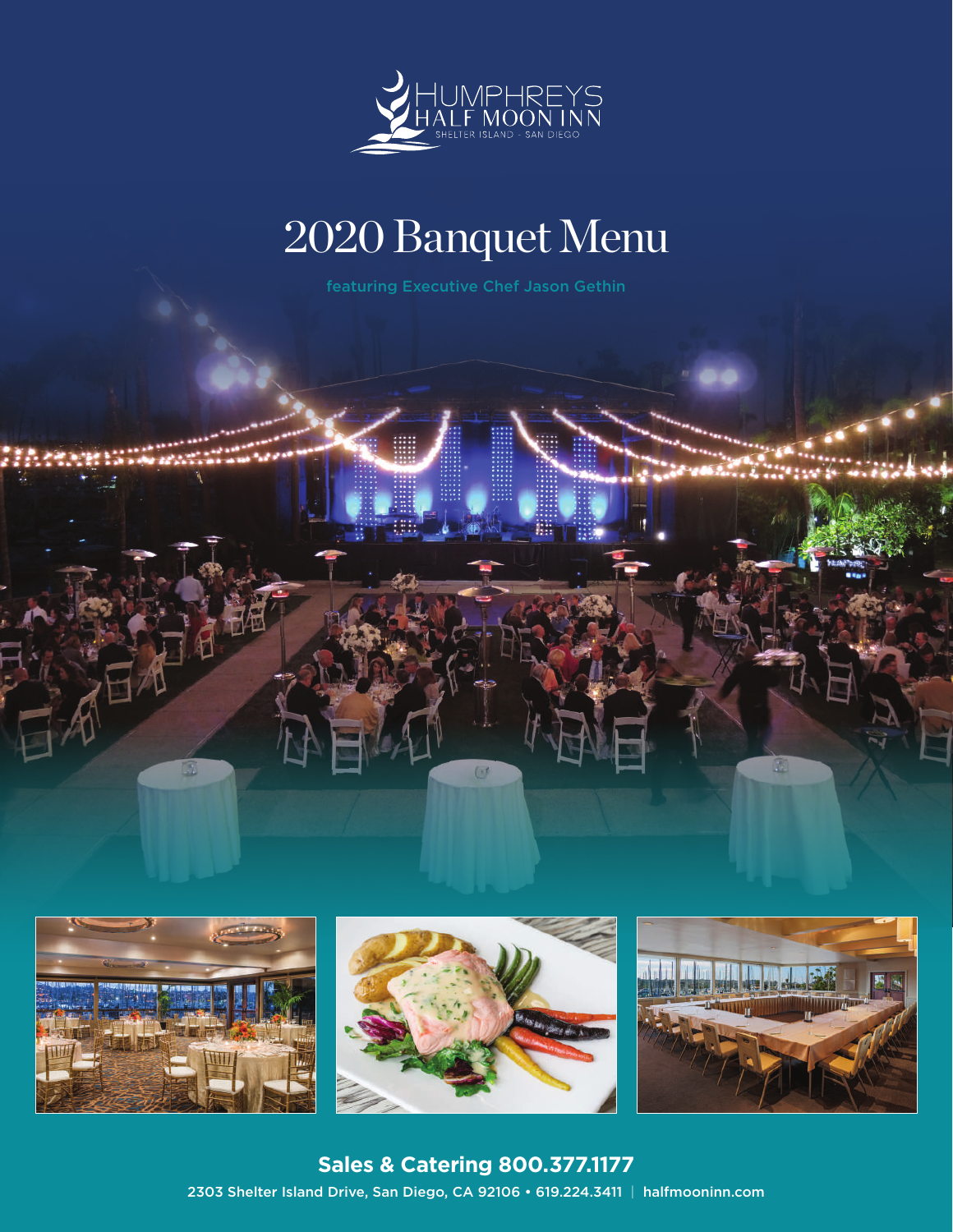HUMPHREYS HALF MOON INN
SHELTER ISLAND - SAN DIEGO

# 2020 Banquet Menu

featuring Executive Chef Jason Gethin

**Sales & Catering 800.377.1177**

2303 Shelter Island Drive, San Diego, CA 92106 • 619.224.3411 | halfmooninn.com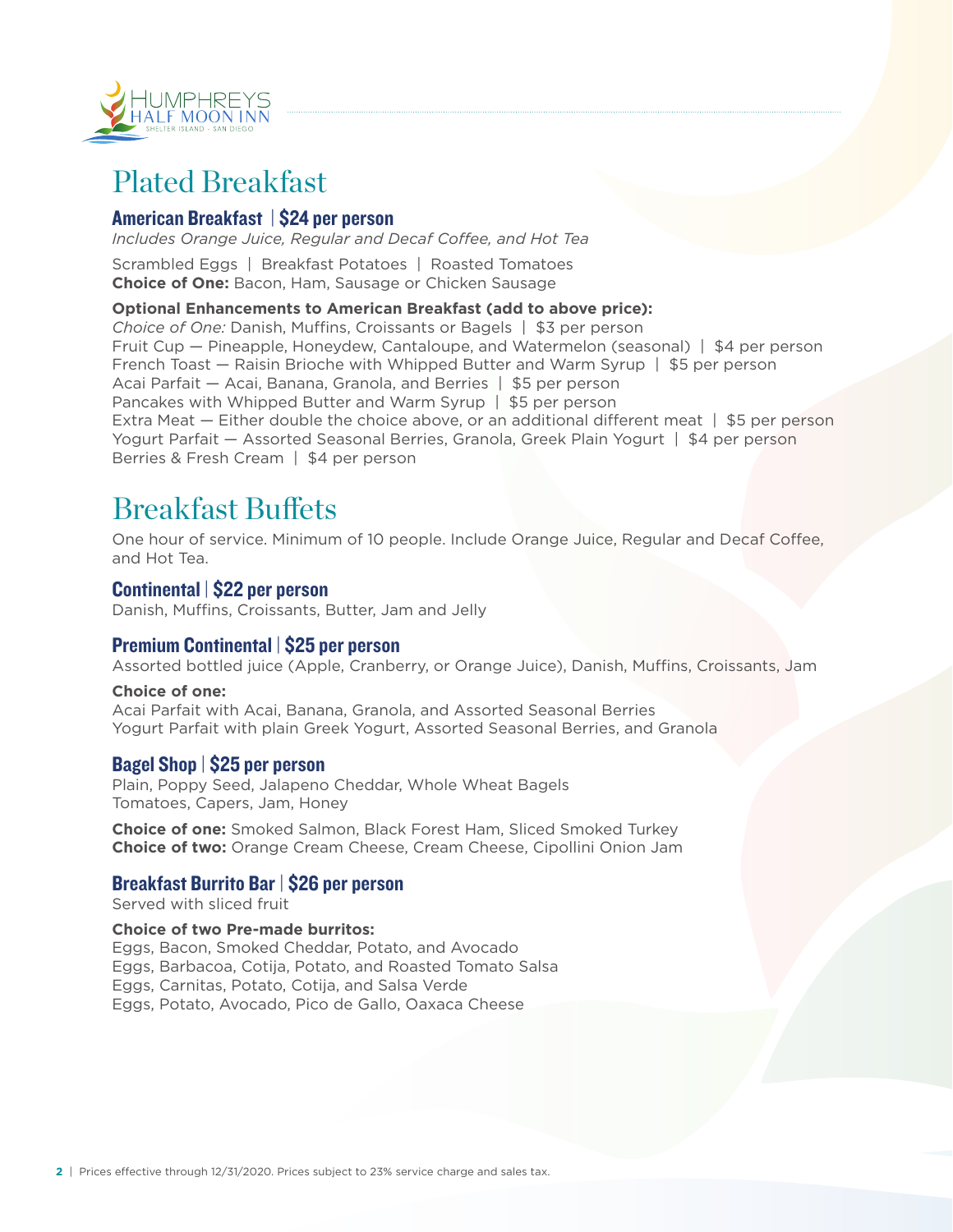# Plated Breakfast

### American Breakfast | $24 per person

*Includes Orange Juice, Regular and Decaf Coffee, and Hot Tea*

Scrambled Eggs | Breakfast Potatoes | Roasted Tomatoes
**Choice of One:** Bacon, Ham, Sausage or Chicken Sausage

**Optional Enhancements to American Breakfast (add to above price):**
*Choice of One:* Danish, Muffins, Croissants or Bagels | $3 per person
Fruit Cup — Pineapple, Honeydew, Cantaloupe, and Watermelon (seasonal) | $4 per person
French Toast — Raisin Brioche with Whipped Butter and Warm Syrup | $5 per person
Acai Parfait — Acai, Banana, Granola, and Berries | $5 per person
Pancakes with Whipped Butter and Warm Syrup | $5 per person
Extra Meat — Either double the choice above, or an additional different meat | $5 per person
Yogurt Parfait — Assorted Seasonal Berries, Granola, Greek Plain Yogurt | $4 per person
Berries & Fresh Cream | $4 per person

# Breakfast Buffets

One hour of service. Minimum of 10 people. Include Orange Juice, Regular and Decaf Coffee, and Hot Tea.

### Continental | $22 per person

Danish, Muffins, Croissants, Butter, Jam and Jelly

### Premium Continental | $25 per person

Assorted bottled juice (Apple, Cranberry, or Orange Juice), Danish, Muffins, Croissants, Jam

**Choice of one:**
Acai Parfait with Acai, Banana, Granola, and Assorted Seasonal Berries
Yogurt Parfait with plain Greek Yogurt, Assorted Seasonal Berries, and Granola

### Bagel Shop | $25 per person

Plain, Poppy Seed, Jalapeno Cheddar, Whole Wheat Bagels
Tomatoes, Capers, Jam, Honey

**Choice of one:** Smoked Salmon, Black Forest Ham, Sliced Smoked Turkey
**Choice of two:** Orange Cream Cheese, Cream Cheese, Cipollini Onion Jam

### Breakfast Burrito Bar | $26 per person

Served with sliced fruit

**Choice of two Pre-made burritos:**
Eggs, Bacon, Smoked Cheddar, Potato, and Avocado
Eggs, Barbacoa, Cotija, Potato, and Roasted Tomato Salsa
Eggs, Carnitas, Potato, Cotija, and Salsa Verde
Eggs, Potato, Avocado, Pico de Gallo, Oaxaca Cheese

Prices effective through 12/31/2020. Prices subject to 23% service charge and sales tax.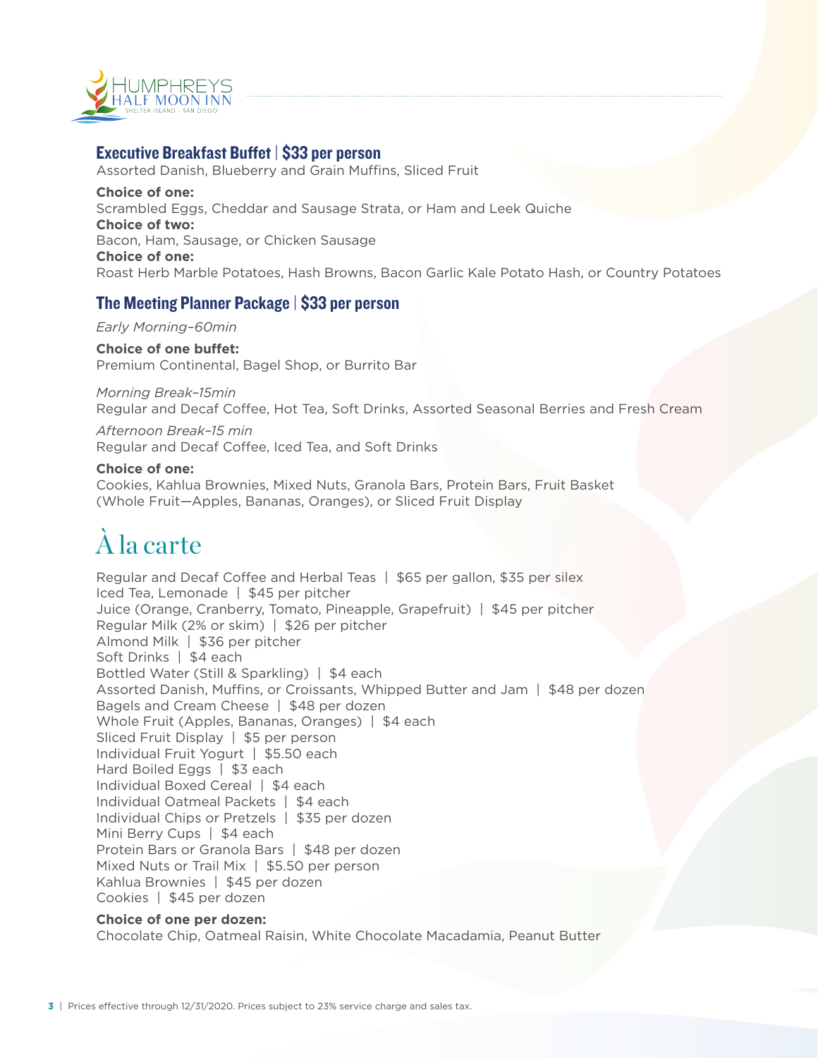## Executive Breakfast Buffet | $33 per person

Assorted Danish, Blueberry and Grain Muffins, Sliced Fruit

**Choice of one:**
Scrambled Eggs, Cheddar and Sausage Strata, or Ham and Leek Quiche
**Choice of two:**
Bacon, Ham, Sausage, or Chicken Sausage
**Choice of one:**
Roast Herb Marble Potatoes, Hash Browns, Bacon Garlic Kale Potato Hash, or Country Potatoes

## The Meeting Planner Package | $33 per person

*Early Morning–60min*

**Choice of one buffet:**
Premium Continental, Bagel Shop, or Burrito Bar

*Morning Break–15min*
Regular and Decaf Coffee, Hot Tea, Soft Drinks, Assorted Seasonal Berries and Fresh Cream

*Afternoon Break–15 min*
Regular and Decaf Coffee, Iced Tea, and Soft Drinks

**Choice of one:**
Cookies, Kahlua Brownies, Mixed Nuts, Granola Bars, Protein Bars, Fruit Basket (Whole Fruit—Apples, Bananas, Oranges), or Sliced Fruit Display

# À la carte

Regular and Decaf Coffee and Herbal Teas | $65 per gallon, $35 per silex
Iced Tea, Lemonade | $45 per pitcher
Juice (Orange, Cranberry, Tomato, Pineapple, Grapefruit) | $45 per pitcher
Regular Milk (2% or skim) | $26 per pitcher
Almond Milk | $36 per pitcher
Soft Drinks | $4 each
Bottled Water (Still & Sparkling) | $4 each
Assorted Danish, Muffins, or Croissants, Whipped Butter and Jam | $48 per dozen
Bagels and Cream Cheese | $48 per dozen
Whole Fruit (Apples, Bananas, Oranges) | $4 each
Sliced Fruit Display | $5 per person
Individual Fruit Yogurt | $5.50 each
Hard Boiled Eggs | $3 each
Individual Boxed Cereal | $4 each
Individual Oatmeal Packets | $4 each
Individual Chips or Pretzels | $35 per dozen
Mini Berry Cups | $4 each
Protein Bars or Granola Bars | $48 per dozen
Mixed Nuts or Trail Mix | $5.50 per person
Kahlua Brownies | $45 per dozen
Cookies | $45 per dozen

**Choice of one per dozen:**
Chocolate Chip, Oatmeal Raisin, White Chocolate Macadamia, Peanut Butter

Prices effective through 12/31/2020. Prices subject to 23% service charge and sales tax.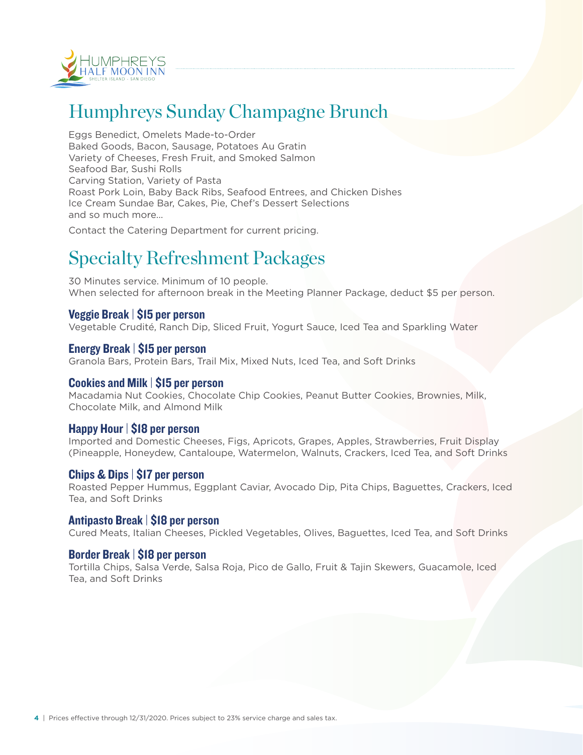# Humphreys Sunday Champagne Brunch

Eggs Benedict, Omelets Made-to-Order
Baked Goods, Bacon, Sausage, Potatoes Au Gratin
Variety of Cheeses, Fresh Fruit, and Smoked Salmon
Seafood Bar, Sushi Rolls
Carving Station, Variety of Pasta
Roast Pork Loin, Baby Back Ribs, Seafood Entrees, and Chicken Dishes
Ice Cream Sundae Bar, Cakes, Pie, Chef's Dessert Selections
and so much more...

Contact the Catering Department for current pricing.

# Specialty Refreshment Packages

30 Minutes service. Minimum of 10 people.
When selected for afternoon break in the Meeting Planner Package, deduct $5 per person.

### Veggie Break | $15 per person

Vegetable Crudité, Ranch Dip, Sliced Fruit, Yogurt Sauce, Iced Tea and Sparkling Water

### Energy Break | $15 per person

Granola Bars, Protein Bars, Trail Mix, Mixed Nuts, Iced Tea, and Soft Drinks

### Cookies and Milk | $15 per person

Macadamia Nut Cookies, Chocolate Chip Cookies, Peanut Butter Cookies, Brownies, Milk, Chocolate Milk, and Almond Milk

### Happy Hour | $18 per person

Imported and Domestic Cheeses, Figs, Apricots, Grapes, Apples, Strawberries, Fruit Display (Pineapple, Honeydew, Cantaloupe, Watermelon, Walnuts, Crackers, Iced Tea, and Soft Drinks

### Chips & Dips | $17 per person

Roasted Pepper Hummus, Eggplant Caviar, Avocado Dip, Pita Chips, Baguettes, Crackers, Iced Tea, and Soft Drinks

### Antipasto Break | $18 per person

Cured Meats, Italian Cheeses, Pickled Vegetables, Olives, Baguettes, Iced Tea, and Soft Drinks

### Border Break | $18 per person

Tortilla Chips, Salsa Verde, Salsa Roja, Pico de Gallo, Fruit & Tajin Skewers, Guacamole, Iced Tea, and Soft Drinks

Prices effective through 12/31/2020. Prices subject to 23% service charge and sales tax.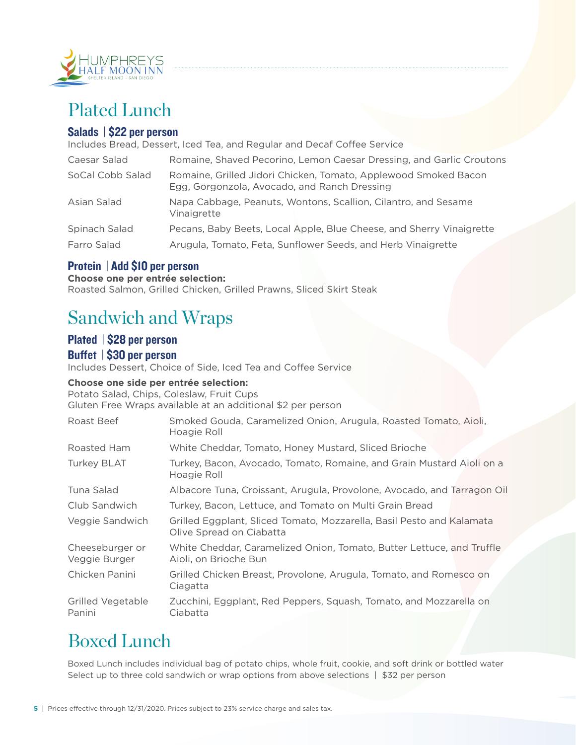# Plated Lunch

### Salads | $22 per person

Includes Bread, Dessert, Iced Tea, and Regular and Decaf Coffee Service

| | |
|---|---|
| Caesar Salad | Romaine, Shaved Pecorino, Lemon Caesar Dressing, and Garlic Croutons |
| SoCal Cobb Salad | Romaine, Grilled Jidori Chicken, Tomato, Applewood Smoked Bacon Egg, Gorgonzola, Avocado, and Ranch Dressing |
| Asian Salad | Napa Cabbage, Peanuts, Wontons, Scallion, Cilantro, and Sesame Vinaigrette |
| Spinach Salad | Pecans, Baby Beets, Local Apple, Blue Cheese, and Sherry Vinaigrette |
| Farro Salad | Arugula, Tomato, Feta, Sunflower Seeds, and Herb Vinaigrette |

### Protein | Add $10 per person

**Choose one per entrée selection:**
Roasted Salmon, Grilled Chicken, Grilled Prawns, Sliced Skirt Steak

# Sandwich and Wraps

### Plated | $28 per person
### Buffet | $30 per person

Includes Dessert, Choice of Side, Iced Tea and Coffee Service

**Choose one side per entrée selection:**
Potato Salad, Chips, Coleslaw, Fruit Cups
Gluten Free Wraps available at an additional $2 per person

| | |
|---|---|
| Roast Beef | Smoked Gouda, Caramelized Onion, Arugula, Roasted Tomato, Aioli, Hoagie Roll |
| Roasted Ham | White Cheddar, Tomato, Honey Mustard, Sliced Brioche |
| Turkey BLAT | Turkey, Bacon, Avocado, Tomato, Romaine, and Grain Mustard Aioli on a Hoagie Roll |
| Tuna Salad | Albacore Tuna, Croissant, Arugula, Provolone, Avocado, and Tarragon Oil |
| Club Sandwich | Turkey, Bacon, Lettuce, and Tomato on Multi Grain Bread |
| Veggie Sandwich | Grilled Eggplant, Sliced Tomato, Mozzarella, Basil Pesto and Kalamata Olive Spread on Ciabatta |
| Cheeseburger or Veggie Burger | White Cheddar, Caramelized Onion, Tomato, Butter Lettuce, and Truffle Aioli, on Brioche Bun |
| Chicken Panini | Grilled Chicken Breast, Provolone, Arugula, Tomato, and Romesco on Ciagatta |
| Grilled Vegetable Panini | Zucchini, Eggplant, Red Peppers, Squash, Tomato, and Mozzarella on Ciabatta |

# Boxed Lunch

Boxed Lunch includes individual bag of potato chips, whole fruit, cookie, and soft drink or bottled water
Select up to three cold sandwich or wrap options from above selections | $32 per person

Prices effective through 12/31/2020. Prices subject to 23% service charge and sales tax.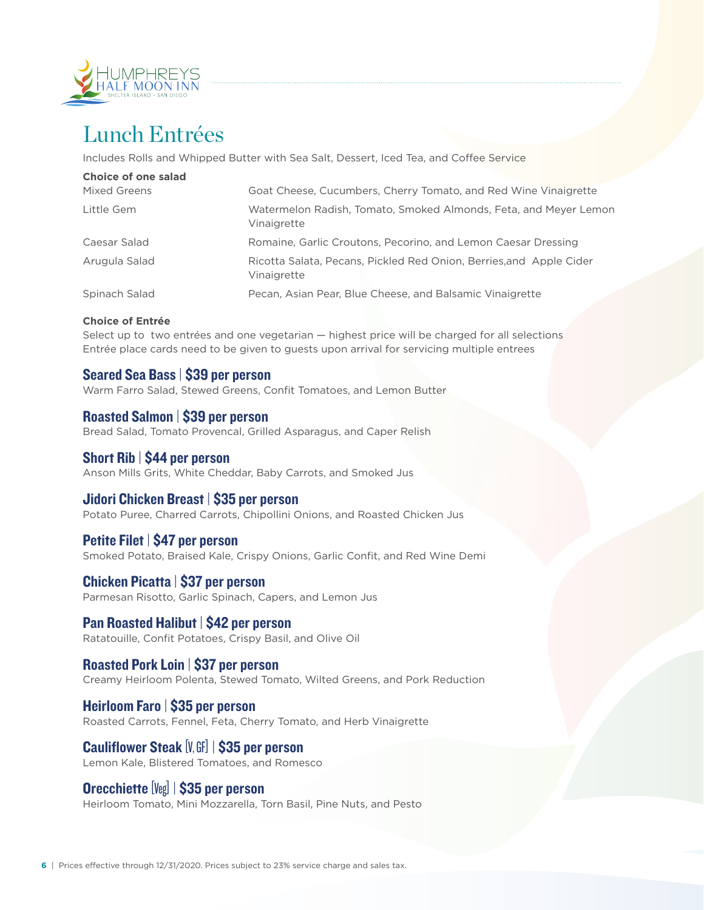# Lunch Entrées

Includes Rolls and Whipped Butter with Sea Salt, Dessert, Iced Tea, and Coffee Service

**Choice of one salad**

| | |
|---|---|
| Mixed Greens | Goat Cheese, Cucumbers, Cherry Tomato, and Red Wine Vinaigrette |
| Little Gem | Watermelon Radish, Tomato, Smoked Almonds, Feta, and Meyer Lemon Vinaigrette |
| Caesar Salad | Romaine, Garlic Croutons, Pecorino, and Lemon Caesar Dressing |
| Arugula Salad | Ricotta Salata, Pecans, Pickled Red Onion, Berries,and Apple Cider Vinaigrette |
| Spinach Salad | Pecan, Asian Pear, Blue Cheese, and Balsamic Vinaigrette |

**Choice of Entrée**

Select up to two entrées and one vegetarian — highest price will be charged for all selections
Entrée place cards need to be given to guests upon arrival for servicing multiple entrees

### Seared Sea Bass | $39 per person
Warm Farro Salad, Stewed Greens, Confit Tomatoes, and Lemon Butter

### Roasted Salmon | $39 per person
Bread Salad, Tomato Provencal, Grilled Asparagus, and Caper Relish

### Short Rib | $44 per person
Anson Mills Grits, White Cheddar, Baby Carrots, and Smoked Jus

### Jidori Chicken Breast | $35 per person
Potato Puree, Charred Carrots, Chipollini Onions, and Roasted Chicken Jus

### Petite Filet | $47 per person
Smoked Potato, Braised Kale, Crispy Onions, Garlic Confit, and Red Wine Demi

### Chicken Picatta | $37 per person
Parmesan Risotto, Garlic Spinach, Capers, and Lemon Jus

### Pan Roasted Halibut | $42 per person
Ratatouille, Confit Potatoes, Crispy Basil, and Olive Oil

### Roasted Pork Loin | $37 per person
Creamy Heirloom Polenta, Stewed Tomato, Wilted Greens, and Pork Reduction

### Heirloom Faro | $35 per person
Roasted Carrots, Fennel, Feta, Cherry Tomato, and Herb Vinaigrette

### Cauliflower Steak [V, GF] | $35 per person
Lemon Kale, Blistered Tomatoes, and Romesco

### Orecchiette [Veg] | $35 per person
Heirloom Tomato, Mini Mozzarella, Torn Basil, Pine Nuts, and Pesto

Prices effective through 12/31/2020. Prices subject to 23% service charge and sales tax.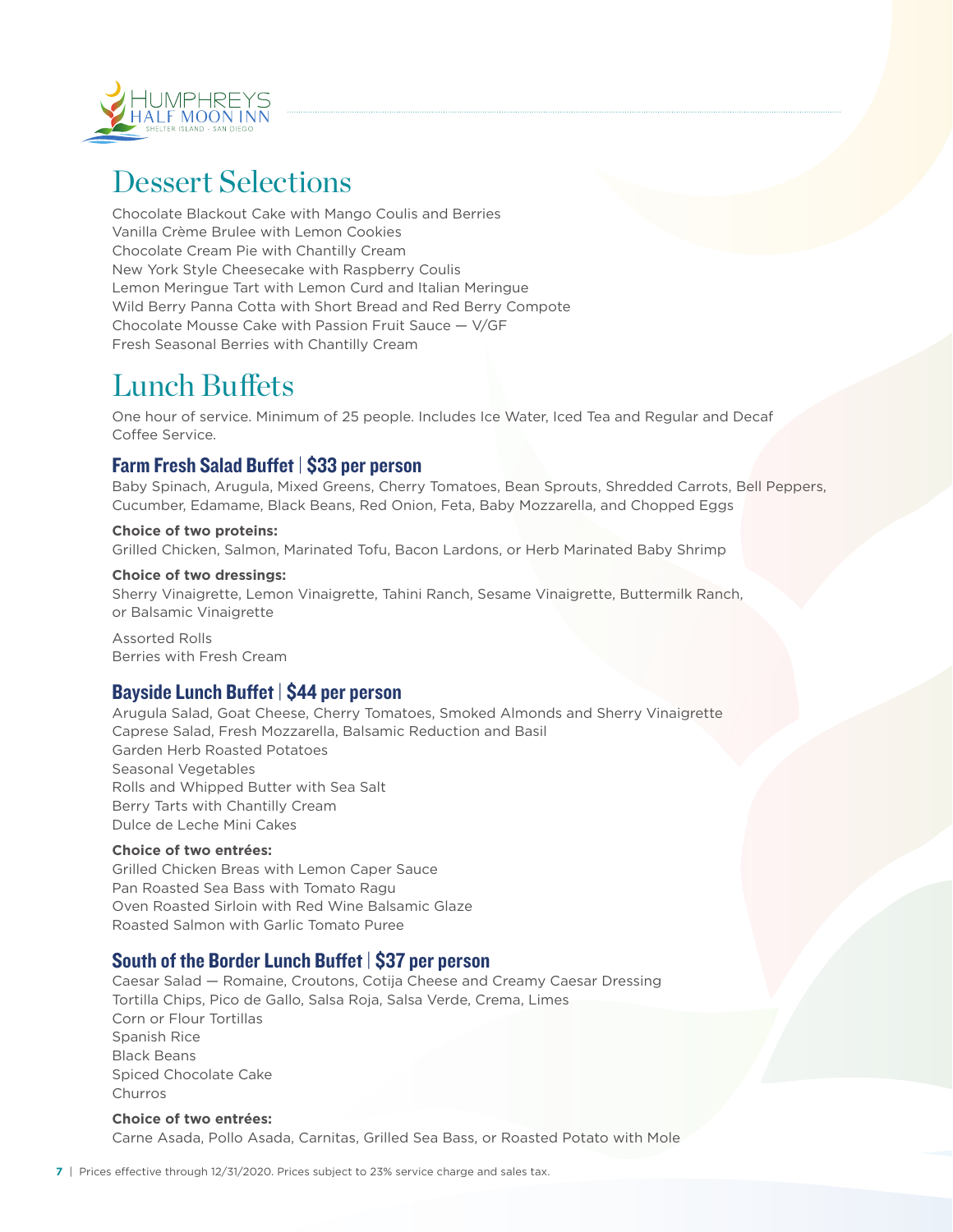# Dessert Selections

Chocolate Blackout Cake with Mango Coulis and Berries
Vanilla Crème Brulee with Lemon Cookies
Chocolate Cream Pie with Chantilly Cream
New York Style Cheesecake with Raspberry Coulis
Lemon Meringue Tart with Lemon Curd and Italian Meringue
Wild Berry Panna Cotta with Short Bread and Red Berry Compote
Chocolate Mousse Cake with Passion Fruit Sauce — V/GF
Fresh Seasonal Berries with Chantilly Cream

# Lunch Buffets

One hour of service. Minimum of 25 people. Includes Ice Water, Iced Tea and Regular and Decaf Coffee Service.

## Farm Fresh Salad Buffet | $33 per person

Baby Spinach, Arugula, Mixed Greens, Cherry Tomatoes, Bean Sprouts, Shredded Carrots, Bell Peppers, Cucumber, Edamame, Black Beans, Red Onion, Feta, Baby Mozzarella, and Chopped Eggs

**Choice of two proteins:**
Grilled Chicken, Salmon, Marinated Tofu, Bacon Lardons, or Herb Marinated Baby Shrimp

**Choice of two dressings:**
Sherry Vinaigrette, Lemon Vinaigrette, Tahini Ranch, Sesame Vinaigrette, Buttermilk Ranch, or Balsamic Vinaigrette

Assorted Rolls
Berries with Fresh Cream

## Bayside Lunch Buffet | $44 per person

Arugula Salad, Goat Cheese, Cherry Tomatoes, Smoked Almonds and Sherry Vinaigrette
Caprese Salad, Fresh Mozzarella, Balsamic Reduction and Basil
Garden Herb Roasted Potatoes
Seasonal Vegetables
Rolls and Whipped Butter with Sea Salt
Berry Tarts with Chantilly Cream
Dulce de Leche Mini Cakes

**Choice of two entrées:**
Grilled Chicken Breas with Lemon Caper Sauce
Pan Roasted Sea Bass with Tomato Ragu
Oven Roasted Sirloin with Red Wine Balsamic Glaze
Roasted Salmon with Garlic Tomato Puree

## South of the Border Lunch Buffet | $37 per person

Caesar Salad — Romaine, Croutons, Cotija Cheese and Creamy Caesar Dressing
Tortilla Chips, Pico de Gallo, Salsa Roja, Salsa Verde, Crema, Limes
Corn or Flour Tortillas
Spanish Rice
Black Beans
Spiced Chocolate Cake
Churros

**Choice of two entrées:**
Carne Asada, Pollo Asada, Carnitas, Grilled Sea Bass, or Roasted Potato with Mole

Prices effective through 12/31/2020. Prices subject to 23% service charge and sales tax.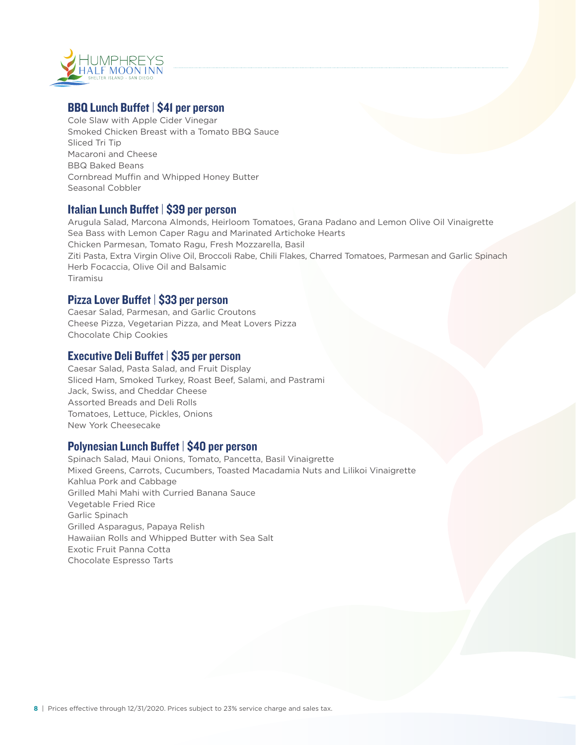## BBQ Lunch Buffet | $41 per person

Cole Slaw with Apple Cider Vinegar
Smoked Chicken Breast with a Tomato BBQ Sauce
Sliced Tri Tip
Macaroni and Cheese
BBQ Baked Beans
Cornbread Muffin and Whipped Honey Butter
Seasonal Cobbler

## Italian Lunch Buffet | $39 per person

Arugula Salad, Marcona Almonds, Heirloom Tomatoes, Grana Padano and Lemon Olive Oil Vinaigrette
Sea Bass with Lemon Caper Ragu and Marinated Artichoke Hearts
Chicken Parmesan, Tomato Ragu, Fresh Mozzarella, Basil
Ziti Pasta, Extra Virgin Olive Oil, Broccoli Rabe, Chili Flakes, Charred Tomatoes, Parmesan and Garlic Spinach
Herb Focaccia, Olive Oil and Balsamic
Tiramisu

## Pizza Lover Buffet | $33 per person

Caesar Salad, Parmesan, and Garlic Croutons
Cheese Pizza, Vegetarian Pizza, and Meat Lovers Pizza
Chocolate Chip Cookies

## Executive Deli Buffet | $35 per person

Caesar Salad, Pasta Salad, and Fruit Display
Sliced Ham, Smoked Turkey, Roast Beef, Salami, and Pastrami
Jack, Swiss, and Cheddar Cheese
Assorted Breads and Deli Rolls
Tomatoes, Lettuce, Pickles, Onions
New York Cheesecake

## Polynesian Lunch Buffet | $40 per person

Spinach Salad, Maui Onions, Tomato, Pancetta, Basil Vinaigrette
Mixed Greens, Carrots, Cucumbers, Toasted Macadamia Nuts and Lilikoi Vinaigrette
Kahlua Pork and Cabbage
Grilled Mahi Mahi with Curried Banana Sauce
Vegetable Fried Rice
Garlic Spinach
Grilled Asparagus, Papaya Relish
Hawaiian Rolls and Whipped Butter with Sea Salt
Exotic Fruit Panna Cotta
Chocolate Espresso Tarts

Prices effective through 12/31/2020. Prices subject to 23% service charge and sales tax.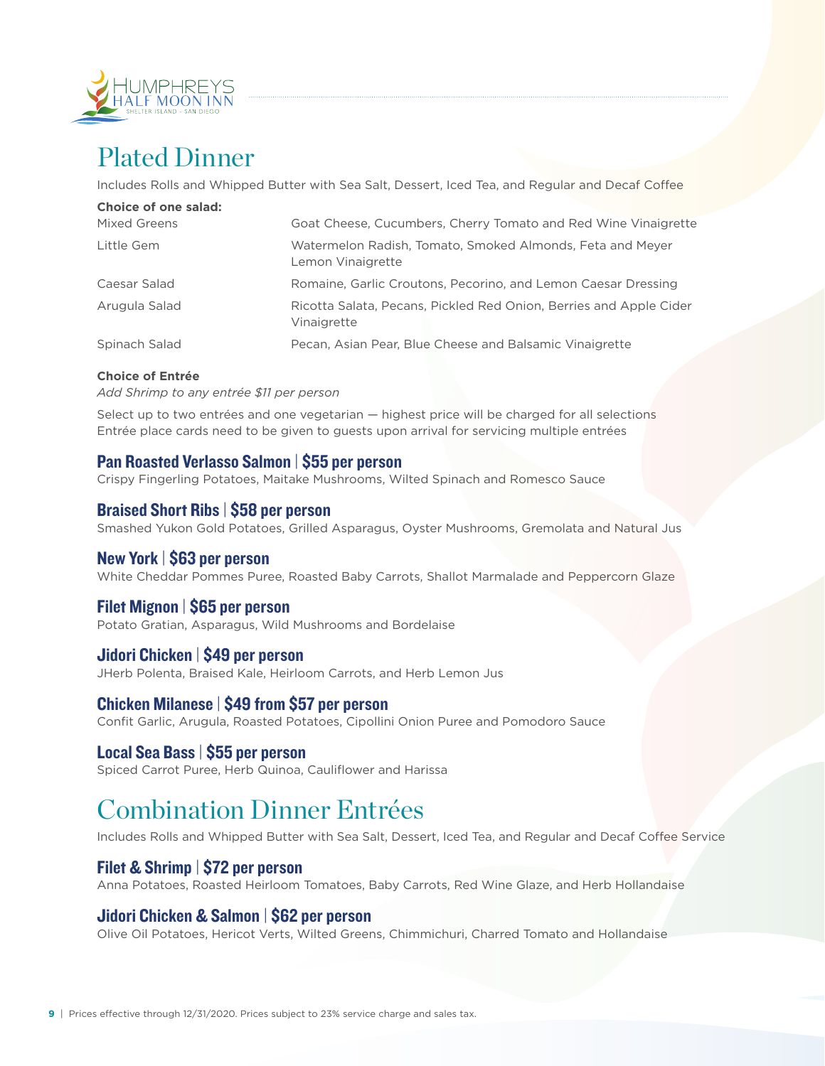# Plated Dinner

Includes Rolls and Whipped Butter with Sea Salt, Dessert, Iced Tea, and Regular and Decaf Coffee

**Choice of one salad:**

| | |
|---|---|
| Mixed Greens | Goat Cheese, Cucumbers, Cherry Tomato and Red Wine Vinaigrette |
| Little Gem | Watermelon Radish, Tomato, Smoked Almonds, Feta and Meyer Lemon Vinaigrette |
| Caesar Salad | Romaine, Garlic Croutons, Pecorino, and Lemon Caesar Dressing |
| Arugula Salad | Ricotta Salata, Pecans, Pickled Red Onion, Berries and Apple Cider Vinaigrette |
| Spinach Salad | Pecan, Asian Pear, Blue Cheese and Balsamic Vinaigrette |

**Choice of Entrée**

*Add Shrimp to any entrée $11 per person*

Select up to two entrées and one vegetarian — highest price will be charged for all selections
Entrée place cards need to be given to guests upon arrival for servicing multiple entrées

### Pan Roasted Verlasso Salmon | $55 per person
Crispy Fingerling Potatoes, Maitake Mushrooms, Wilted Spinach and Romesco Sauce

### Braised Short Ribs | $58 per person
Smashed Yukon Gold Potatoes, Grilled Asparagus, Oyster Mushrooms, Gremolata and Natural Jus

### New York | $63 per person
White Cheddar Pommes Puree, Roasted Baby Carrots, Shallot Marmalade and Peppercorn Glaze

### Filet Mignon | $65 per person
Potato Gratian, Asparagus, Wild Mushrooms and Bordelaise

### Jidori Chicken | $49 per person
JHerb Polenta, Braised Kale, Heirloom Carrots, and Herb Lemon Jus

### Chicken Milanese | $49 from $57 per person
Confit Garlic, Arugula, Roasted Potatoes, Cipollini Onion Puree and Pomodoro Sauce

### Local Sea Bass | $55 per person
Spiced Carrot Puree, Herb Quinoa, Cauliflower and Harissa

# Combination Dinner Entrées

Includes Rolls and Whipped Butter with Sea Salt, Dessert, Iced Tea, and Regular and Decaf Coffee Service

### Filet & Shrimp | $72 per person
Anna Potatoes, Roasted Heirloom Tomatoes, Baby Carrots, Red Wine Glaze, and Herb Hollandaise

### Jidori Chicken & Salmon | $62 per person
Olive Oil Potatoes, Hericot Verts, Wilted Greens, Chimmichuri, Charred Tomato and Hollandaise

Prices effective through 12/31/2020. Prices subject to 23% service charge and sales tax.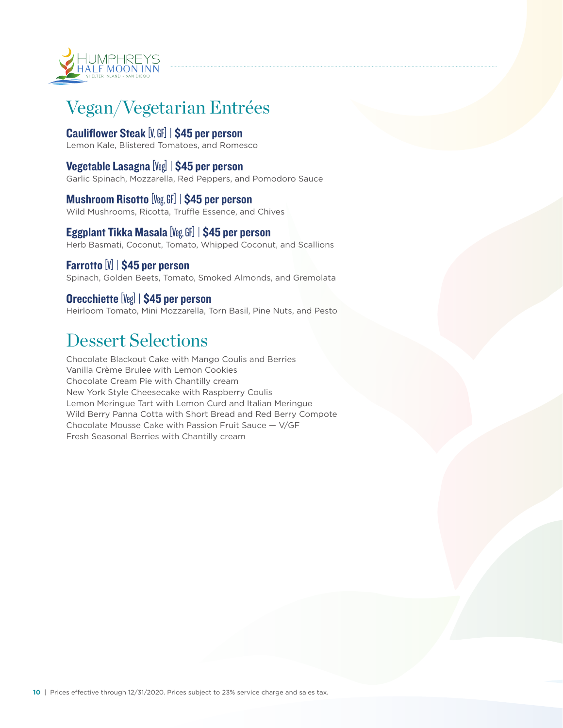# Vegan/Vegetarian Entrées

**Cauliflower Steak** [V, GF] | **$45 per person**
Lemon Kale, Blistered Tomatoes, and Romesco

**Vegetable Lasagna** [Veg] | **$45 per person**
Garlic Spinach, Mozzarella, Red Peppers, and Pomodoro Sauce

**Mushroom Risotto** [Veg, GF] | **$45 per person**
Wild Mushrooms, Ricotta, Truffle Essence, and Chives

**Eggplant Tikka Masala** [Veg, GF] | **$45 per person**
Herb Basmati, Coconut, Tomato, Whipped Coconut, and Scallions

**Farrotto** [V] | **$45 per person**
Spinach, Golden Beets, Tomato, Smoked Almonds, and Gremolata

**Orecchiette** [Veg] | **$45 per person**
Heirloom Tomato, Mini Mozzarella, Torn Basil, Pine Nuts, and Pesto

# Dessert Selections

Chocolate Blackout Cake with Mango Coulis and Berries
Vanilla Crème Brulee with Lemon Cookies
Chocolate Cream Pie with Chantilly cream
New York Style Cheesecake with Raspberry Coulis
Lemon Meringue Tart with Lemon Curd and Italian Meringue
Wild Berry Panna Cotta with Short Bread and Red Berry Compote
Chocolate Mousse Cake with Passion Fruit Sauce — V/GF
Fresh Seasonal Berries with Chantilly cream

Prices effective through 12/31/2020. Prices subject to 23% service charge and sales tax.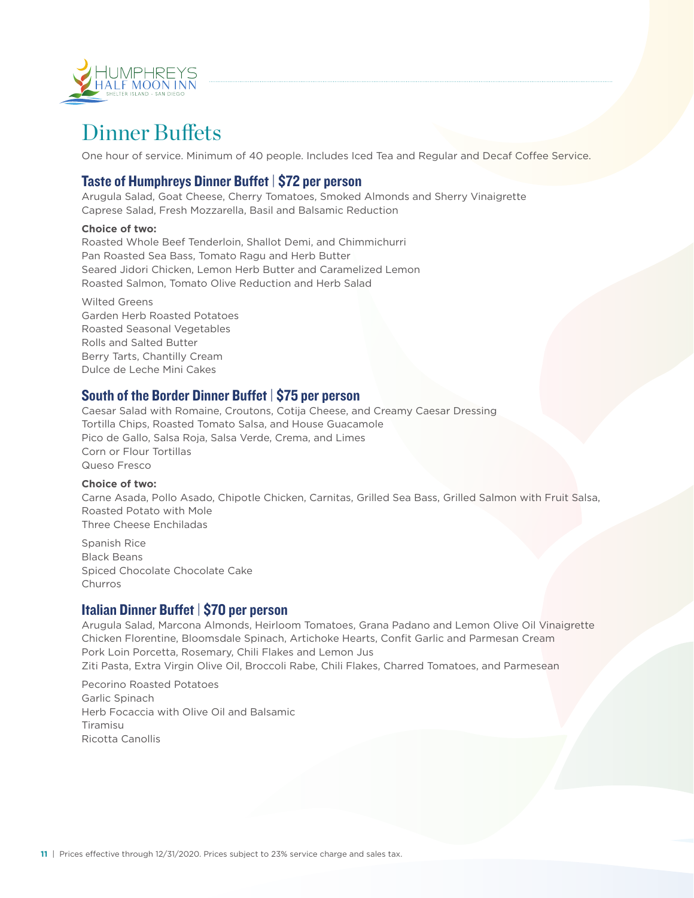# Dinner Buffets

One hour of service. Minimum of 40 people. Includes Iced Tea and Regular and Decaf Coffee Service.

## Taste of Humphreys Dinner Buffet | $72 per person

Arugula Salad, Goat Cheese, Cherry Tomatoes, Smoked Almonds and Sherry Vinaigrette
Caprese Salad, Fresh Mozzarella, Basil and Balsamic Reduction

**Choice of two:**

Roasted Whole Beef Tenderloin, Shallot Demi, and Chimmichurri
Pan Roasted Sea Bass, Tomato Ragu and Herb Butter
Seared Jidori Chicken, Lemon Herb Butter and Caramelized Lemon
Roasted Salmon, Tomato Olive Reduction and Herb Salad

Wilted Greens
Garden Herb Roasted Potatoes
Roasted Seasonal Vegetables
Rolls and Salted Butter
Berry Tarts, Chantilly Cream
Dulce de Leche Mini Cakes

## South of the Border Dinner Buffet | $75 per person

Caesar Salad with Romaine, Croutons, Cotija Cheese, and Creamy Caesar Dressing
Tortilla Chips, Roasted Tomato Salsa, and House Guacamole
Pico de Gallo, Salsa Roja, Salsa Verde, Crema, and Limes
Corn or Flour Tortillas
Queso Fresco

**Choice of two:**

Carne Asada, Pollo Asado, Chipotle Chicken, Carnitas, Grilled Sea Bass, Grilled Salmon with Fruit Salsa, Roasted Potato with Mole
Three Cheese Enchiladas

Spanish Rice
Black Beans
Spiced Chocolate Chocolate Cake
Churros

## Italian Dinner Buffet | $70 per person

Arugula Salad, Marcona Almonds, Heirloom Tomatoes, Grana Padano and Lemon Olive Oil Vinaigrette
Chicken Florentine, Bloomsdale Spinach, Artichoke Hearts, Confit Garlic and Parmesan Cream
Pork Loin Porcetta, Rosemary, Chili Flakes and Lemon Jus
Ziti Pasta, Extra Virgin Olive Oil, Broccoli Rabe, Chili Flakes, Charred Tomatoes, and Parmesean

Pecorino Roasted Potatoes
Garlic Spinach
Herb Focaccia with Olive Oil and Balsamic
Tiramisu
Ricotta Canollis

Prices effective through 12/31/2020. Prices subject to 23% service charge and sales tax.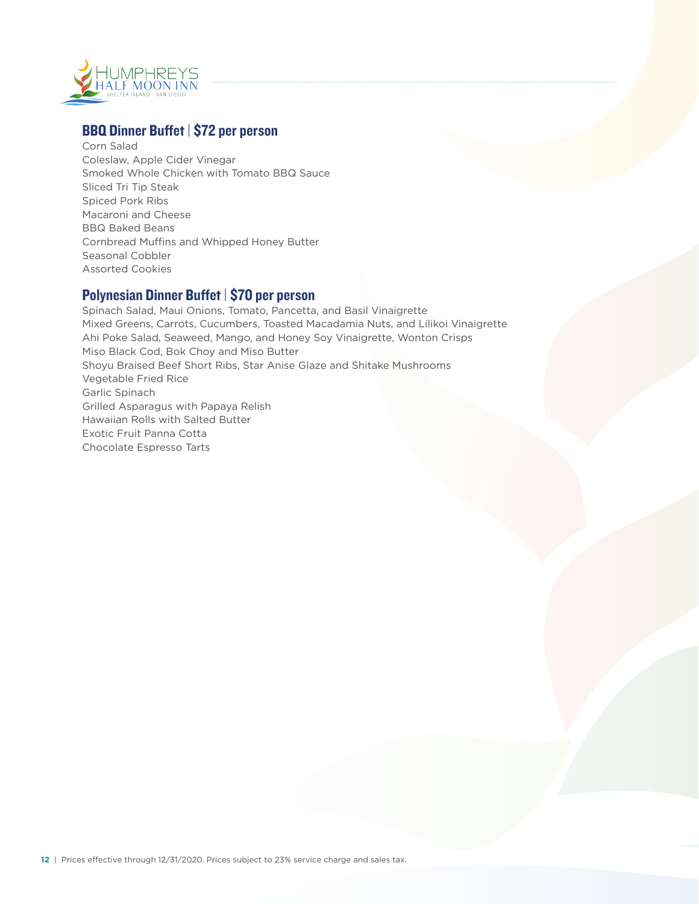## BBQ Dinner Buffet | $72 per person

Corn Salad
Coleslaw, Apple Cider Vinegar
Smoked Whole Chicken with Tomato BBQ Sauce
Sliced Tri Tip Steak
Spiced Pork Ribs
Macaroni and Cheese
BBQ Baked Beans
Cornbread Muffins and Whipped Honey Butter
Seasonal Cobbler
Assorted Cookies

## Polynesian Dinner Buffet | $70 per person

Spinach Salad, Maui Onions, Tomato, Pancetta, and Basil Vinaigrette
Mixed Greens, Carrots, Cucumbers, Toasted Macadamia Nuts, and Lilikoi Vinaigrette
Ahi Poke Salad, Seaweed, Mango, and Honey Soy Vinaigrette, Wonton Crisps
Miso Black Cod, Bok Choy and Miso Butter
Shoyu Braised Beef Short Ribs, Star Anise Glaze and Shitake Mushrooms
Vegetable Fried Rice
Garlic Spinach
Grilled Asparagus with Papaya Relish
Hawaiian Rolls with Salted Butter
Exotic Fruit Panna Cotta
Chocolate Espresso Tarts

Prices effective through 12/31/2020. Prices subject to 23% service charge and sales tax.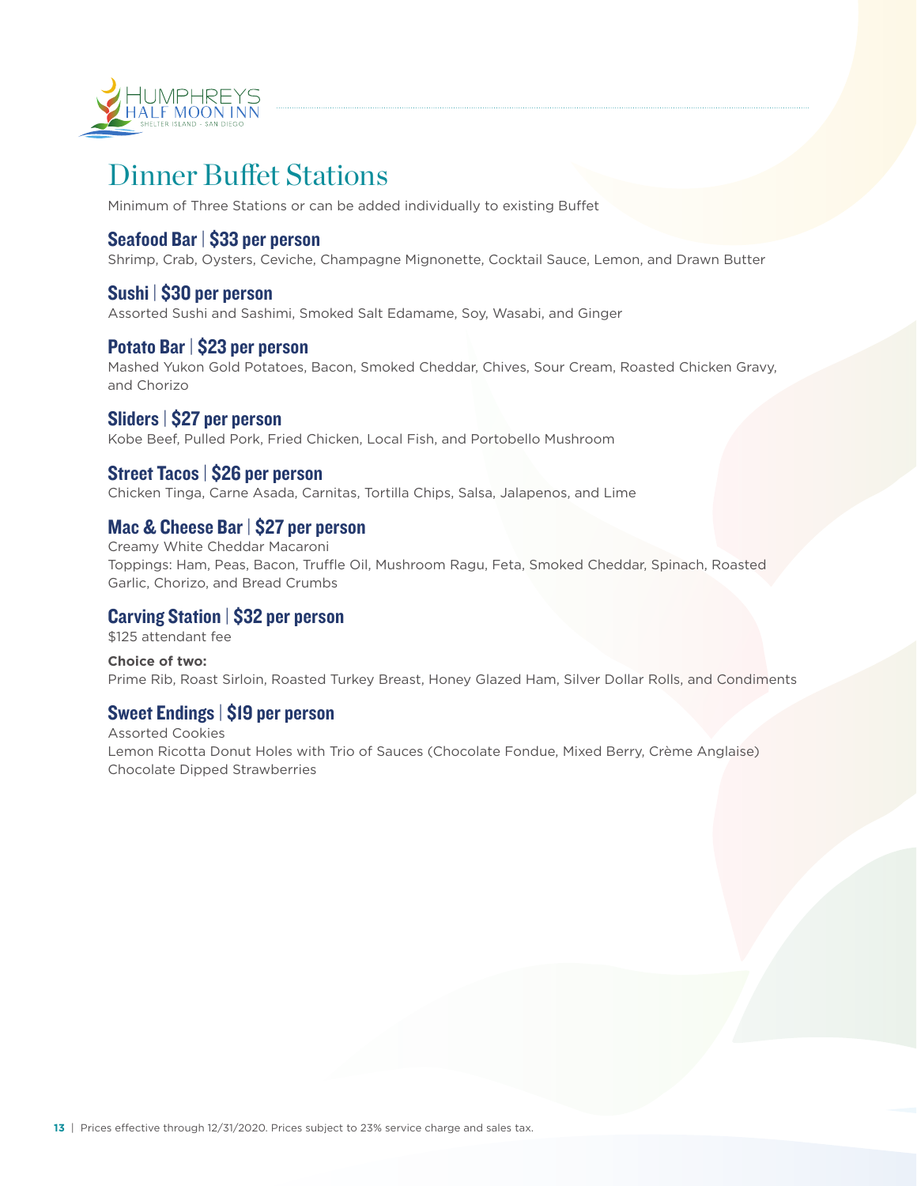# Dinner Buffet Stations

Minimum of Three Stations or can be added individually to existing Buffet

### Seafood Bar | $33 per person

Shrimp, Crab, Oysters, Ceviche, Champagne Mignonette, Cocktail Sauce, Lemon, and Drawn Butter

### Sushi | $30 per person

Assorted Sushi and Sashimi, Smoked Salt Edamame, Soy, Wasabi, and Ginger

### Potato Bar | $23 per person

Mashed Yukon Gold Potatoes, Bacon, Smoked Cheddar, Chives, Sour Cream, Roasted Chicken Gravy, and Chorizo

### Sliders | $27 per person

Kobe Beef, Pulled Pork, Fried Chicken, Local Fish, and Portobello Mushroom

### Street Tacos | $26 per person

Chicken Tinga, Carne Asada, Carnitas, Tortilla Chips, Salsa, Jalapenos, and Lime

### Mac & Cheese Bar | $27 per person

Creamy White Cheddar Macaroni

Toppings: Ham, Peas, Bacon, Truffle Oil, Mushroom Ragu, Feta, Smoked Cheddar, Spinach, Roasted Garlic, Chorizo, and Bread Crumbs

### Carving Station | $32 per person

$125 attendant fee

**Choice of two:**

Prime Rib, Roast Sirloin, Roasted Turkey Breast, Honey Glazed Ham, Silver Dollar Rolls, and Condiments

### Sweet Endings | $19 per person

Assorted Cookies

Lemon Ricotta Donut Holes with Trio of Sauces (Chocolate Fondue, Mixed Berry, Crème Anglaise)

Chocolate Dipped Strawberries

Prices effective through 12/31/2020. Prices subject to 23% service charge and sales tax.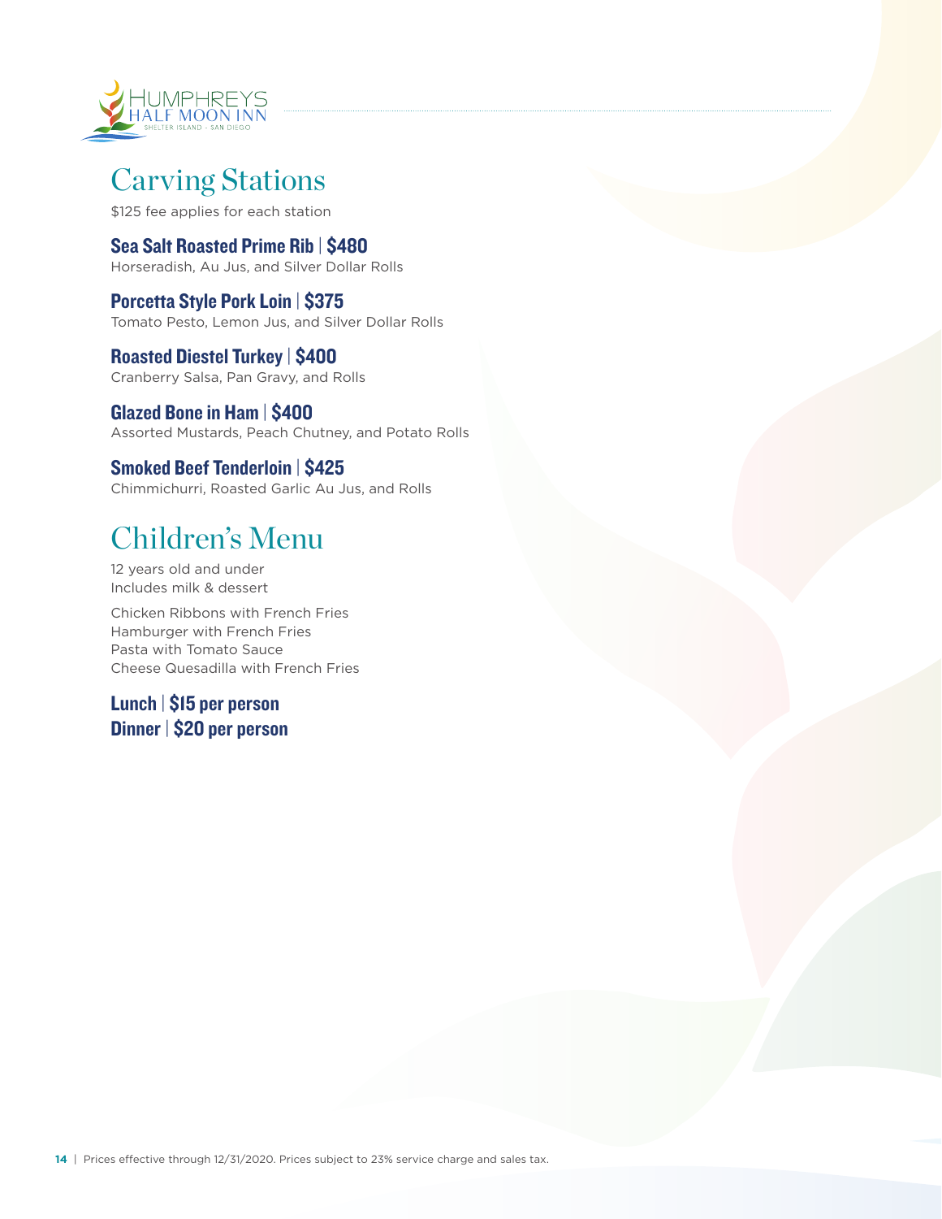## Carving Stations

$125 fee applies for each station

**Sea Salt Roasted Prime Rib | $480**
Horseradish, Au Jus, and Silver Dollar Rolls

**Porcetta Style Pork Loin | $375**
Tomato Pesto, Lemon Jus, and Silver Dollar Rolls

**Roasted Diestel Turkey | $400**
Cranberry Salsa, Pan Gravy, and Rolls

**Glazed Bone in Ham | $400**
Assorted Mustards, Peach Chutney, and Potato Rolls

**Smoked Beef Tenderloin | $425**
Chimmichurri, Roasted Garlic Au Jus, and Rolls

## Children's Menu

12 years old and under
Includes milk & dessert

Chicken Ribbons with French Fries
Hamburger with French Fries
Pasta with Tomato Sauce
Cheese Quesadilla with French Fries

**Lunch | $15 per person**
**Dinner | $20 per person**

Prices effective through 12/31/2020. Prices subject to 23% service charge and sales tax.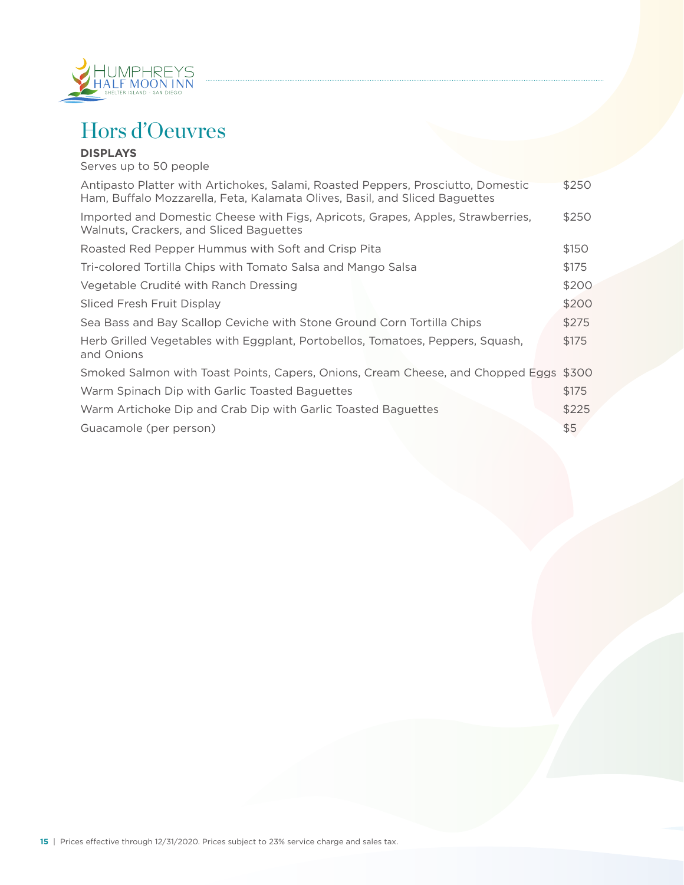# Hors d'Oeuvres

**DISPLAYS**
Serves up to 50 people

| Item | Price |
|---|---|
| Antipasto Platter with Artichokes, Salami, Roasted Peppers, Prosciutto, Domestic Ham, Buffalo Mozzarella, Feta, Kalamata Olives, Basil, and Sliced Baguettes | $250 |
| Imported and Domestic Cheese with Figs, Apricots, Grapes, Apples, Strawberries, Walnuts, Crackers, and Sliced Baguettes | $250 |
| Roasted Red Pepper Hummus with Soft and Crisp Pita | $150 |
| Tri-colored Tortilla Chips with Tomato Salsa and Mango Salsa | $175 |
| Vegetable Crudité with Ranch Dressing | $200 |
| Sliced Fresh Fruit Display | $200 |
| Sea Bass and Bay Scallop Ceviche with Stone Ground Corn Tortilla Chips | $275 |
| Herb Grilled Vegetables with Eggplant, Portobellos, Tomatoes, Peppers, Squash, and Onions | $175 |
| Smoked Salmon with Toast Points, Capers, Onions, Cream Cheese, and Chopped Eggs | $300 |
| Warm Spinach Dip with Garlic Toasted Baguettes | $175 |
| Warm Artichoke Dip and Crab Dip with Garlic Toasted Baguettes | $225 |
| Guacamole (per person) | $5 |

Prices effective through 12/31/2020. Prices subject to 23% service charge and sales tax.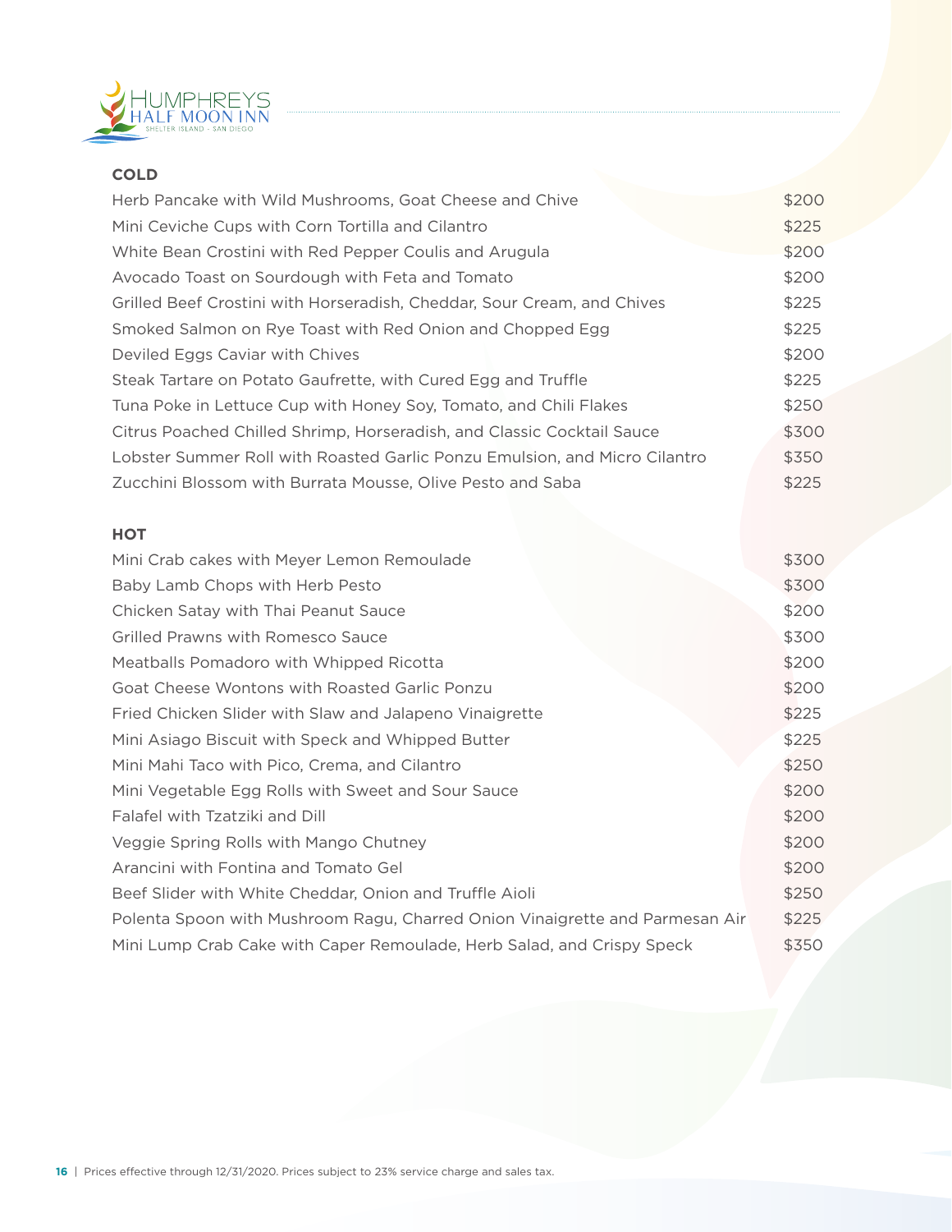## COLD

| Item | Price |
|---|---|
| Herb Pancake with Wild Mushrooms, Goat Cheese and Chive | $200 |
| Mini Ceviche Cups with Corn Tortilla and Cilantro | $225 |
| White Bean Crostini with Red Pepper Coulis and Arugula | $200 |
| Avocado Toast on Sourdough with Feta and Tomato | $200 |
| Grilled Beef Crostini with Horseradish, Cheddar, Sour Cream, and Chives | $225 |
| Smoked Salmon on Rye Toast with Red Onion and Chopped Egg | $225 |
| Deviled Eggs Caviar with Chives | $200 |
| Steak Tartare on Potato Gaufrette, with Cured Egg and Truffle | $225 |
| Tuna Poke in Lettuce Cup with Honey Soy, Tomato, and Chili Flakes | $250 |
| Citrus Poached Chilled Shrimp, Horseradish, and Classic Cocktail Sauce | $300 |
| Lobster Summer Roll with Roasted Garlic Ponzu Emulsion, and Micro Cilantro | $350 |
| Zucchini Blossom with Burrata Mousse, Olive Pesto and Saba | $225 |

## HOT

| Item | Price |
|---|---|
| Mini Crab cakes with Meyer Lemon Remoulade | $300 |
| Baby Lamb Chops with Herb Pesto | $300 |
| Chicken Satay with Thai Peanut Sauce | $200 |
| Grilled Prawns with Romesco Sauce | $300 |
| Meatballs Pomadoro with Whipped Ricotta | $200 |
| Goat Cheese Wontons with Roasted Garlic Ponzu | $200 |
| Fried Chicken Slider with Slaw and Jalapeno Vinaigrette | $225 |
| Mini Asiago Biscuit with Speck and Whipped Butter | $225 |
| Mini Mahi Taco with Pico, Crema, and Cilantro | $250 |
| Mini Vegetable Egg Rolls with Sweet and Sour Sauce | $200 |
| Falafel with Tzatziki and Dill | $200 |
| Veggie Spring Rolls with Mango Chutney | $200 |
| Arancini with Fontina and Tomato Gel | $200 |
| Beef Slider with White Cheddar, Onion and Truffle Aioli | $250 |
| Polenta Spoon with Mushroom Ragu, Charred Onion Vinaigrette and Parmesan Air | $225 |
| Mini Lump Crab Cake with Caper Remoulade, Herb Salad, and Crispy Speck | $350 |

Prices effective through 12/31/2020. Prices subject to 23% service charge and sales tax.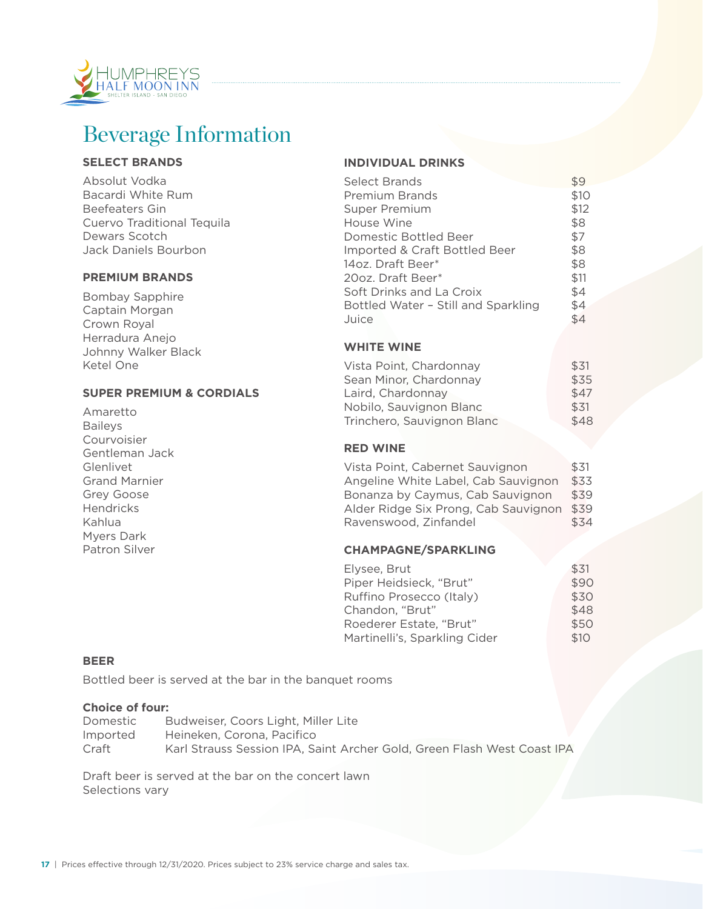# Beverage Information

### SELECT BRANDS

Absolut Vodka
Bacardi White Rum
Beefeaters Gin
Cuervo Traditional Tequila
Dewars Scotch
Jack Daniels Bourbon

### PREMIUM BRANDS

Bombay Sapphire
Captain Morgan
Crown Royal
Herradura Anejo
Johnny Walker Black
Ketel One

### SUPER PREMIUM & CORDIALS

Amaretto
Baileys
Courvoisier
Gentleman Jack
Glenlivet
Grand Marnier
Grey Goose
Hendricks
Kahlua
Myers Dark
Patron Silver

### INDIVIDUAL DRINKS

| | |
|---|---|
| Select Brands | $9 |
| Premium Brands | $10 |
| Super Premium | $12 |
| House Wine | $8 |
| Domestic Bottled Beer | $7 |
| Imported & Craft Bottled Beer | $8 |
| 14oz. Draft Beer* | $8 |
| 20oz. Draft Beer* | $11 |
| Soft Drinks and La Croix | $4 |
| Bottled Water – Still and Sparkling | $4 |
| Juice | $4 |

### WHITE WINE

| | |
|---|---|
| Vista Point, Chardonnay | $31 |
| Sean Minor, Chardonnay | $35 |
| Laird, Chardonnay | $47 |
| Nobilo, Sauvignon Blanc | $31 |
| Trinchero, Sauvignon Blanc | $48 |

### RED WINE

| | |
|---|---|
| Vista Point, Cabernet Sauvignon | $31 |
| Angeline White Label, Cab Sauvignon | $33 |
| Bonanza by Caymus, Cab Sauvignon | $39 |
| Alder Ridge Six Prong, Cab Sauvignon | $39 |
| Ravenswood, Zinfandel | $34 |

### CHAMPAGNE/SPARKLING

| | |
|---|---|
| Elysee, Brut | $31 |
| Piper Heidsieck, "Brut" | $90 |
| Ruffino Prosecco (Italy) | $30 |
| Chandon, "Brut" | $48 |
| Roederer Estate, "Brut" | $50 |
| Martinelli's, Sparkling Cider | $10 |

### BEER

Bottled beer is served at the bar in the banquet rooms

**Choice of four:**

| | |
|---|---|
| Domestic | Budweiser, Coors Light, Miller Lite |
| Imported | Heineken, Corona, Pacifico |
| Craft | Karl Strauss Session IPA, Saint Archer Gold, Green Flash West Coast IPA |

Draft beer is served at the bar on the concert lawn
Selections vary

Prices effective through 12/31/2020. Prices subject to 23% service charge and sales tax.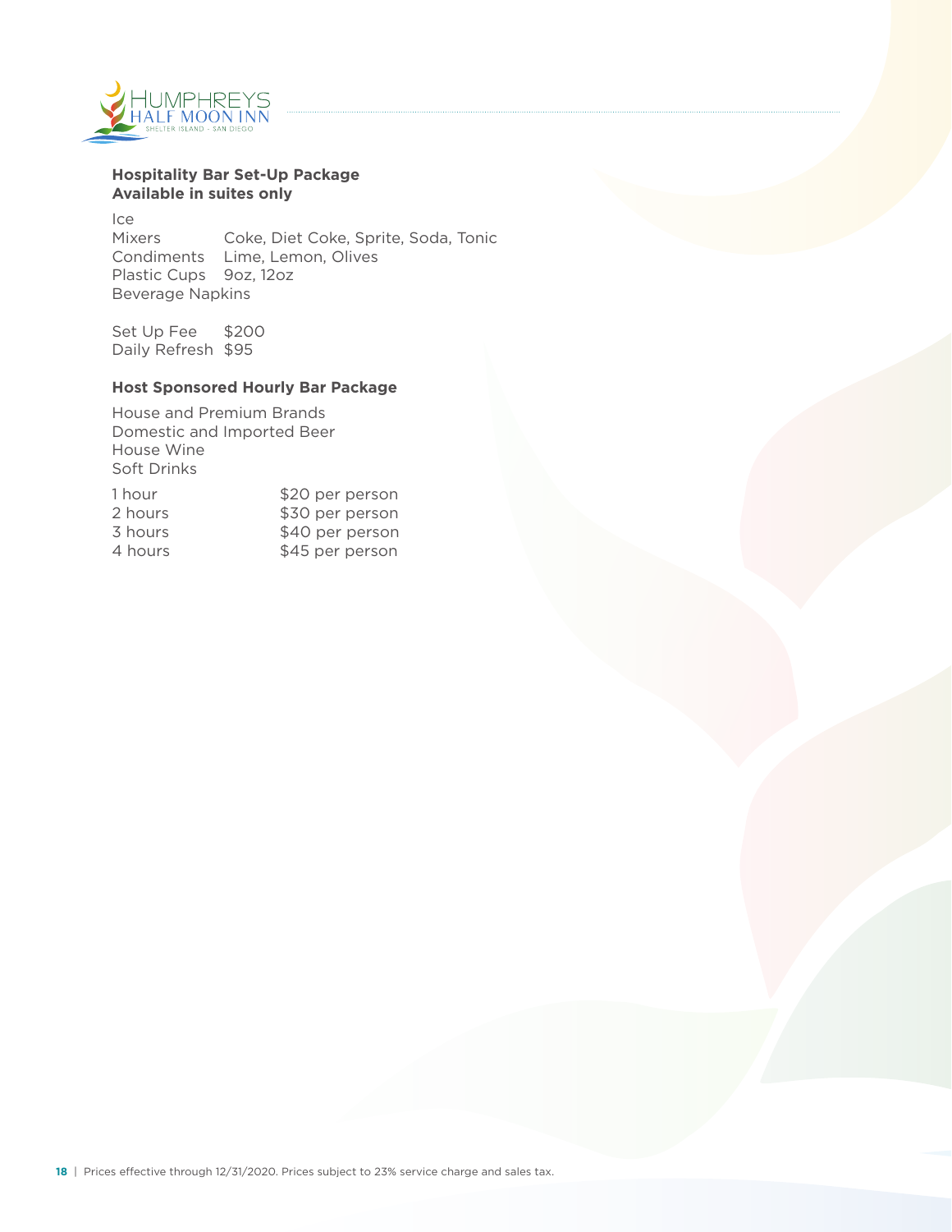## Hospitality Bar Set-Up Package
## Available in suites only

| | |
|---|---|
| Ice | |
| Mixers | Coke, Diet Coke, Sprite, Soda, Tonic |
| Condiments | Lime, Lemon, Olives |
| Plastic Cups | 9oz, 12oz |
| Beverage Napkins | |

| | |
|---|---|
| Set Up Fee | $200 |
| Daily Refresh | $95 |

## Host Sponsored Hourly Bar Package

House and Premium Brands
Domestic and Imported Beer
House Wine
Soft Drinks

| | |
|---|---|
| 1 hour | $20 per person |
| 2 hours | $30 per person |
| 3 hours | $40 per person |
| 4 hours | $45 per person |

Prices effective through 12/31/2020. Prices subject to 23% service charge and sales tax.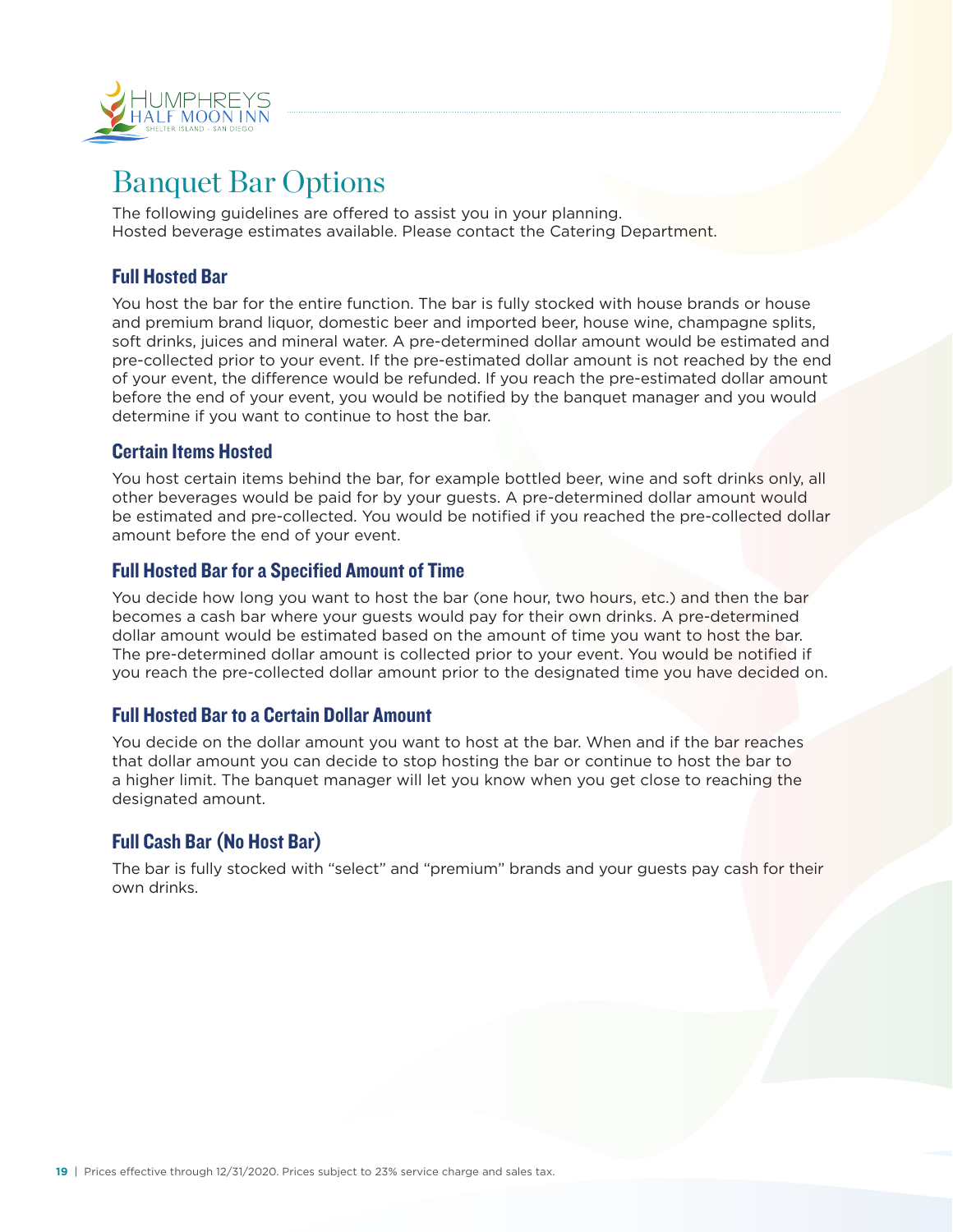# Banquet Bar Options

The following guidelines are offered to assist you in your planning.
Hosted beverage estimates available. Please contact the Catering Department.

## Full Hosted Bar

You host the bar for the entire function. The bar is fully stocked with house brands or house and premium brand liquor, domestic beer and imported beer, house wine, champagne splits, soft drinks, juices and mineral water. A pre-determined dollar amount would be estimated and pre-collected prior to your event. If the pre-estimated dollar amount is not reached by the end of your event, the difference would be refunded. If you reach the pre-estimated dollar amount before the end of your event, you would be notified by the banquet manager and you would determine if you want to continue to host the bar.

## Certain Items Hosted

You host certain items behind the bar, for example bottled beer, wine and soft drinks only, all other beverages would be paid for by your guests. A pre-determined dollar amount would be estimated and pre-collected. You would be notified if you reached the pre-collected dollar amount before the end of your event.

## Full Hosted Bar for a Specified Amount of Time

You decide how long you want to host the bar (one hour, two hours, etc.) and then the bar becomes a cash bar where your guests would pay for their own drinks. A pre-determined dollar amount would be estimated based on the amount of time you want to host the bar. The pre-determined dollar amount is collected prior to your event. You would be notified if you reach the pre-collected dollar amount prior to the designated time you have decided on.

## Full Hosted Bar to a Certain Dollar Amount

You decide on the dollar amount you want to host at the bar. When and if the bar reaches that dollar amount you can decide to stop hosting the bar or continue to host the bar to a higher limit. The banquet manager will let you know when you get close to reaching the designated amount.

## Full Cash Bar (No Host Bar)

The bar is fully stocked with "select" and "premium" brands and your guests pay cash for their own drinks.

Prices effective through 12/31/2020. Prices subject to 23% service charge and sales tax.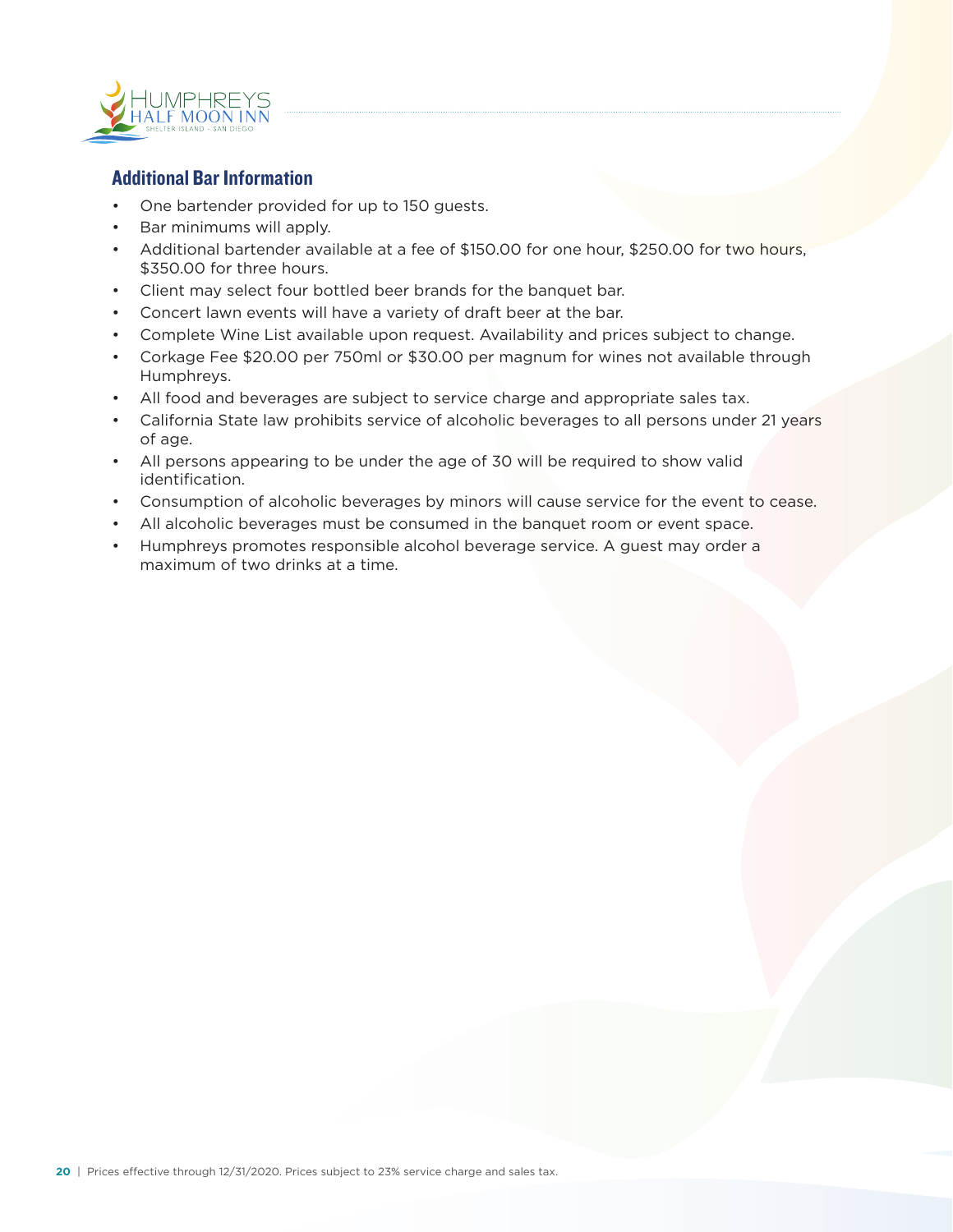## Additional Bar Information

- One bartender provided for up to 150 guests.
- Bar minimums will apply.
- Additional bartender available at a fee of $150.00 for one hour, $250.00 for two hours, $350.00 for three hours.
- Client may select four bottled beer brands for the banquet bar.
- Concert lawn events will have a variety of draft beer at the bar.
- Complete Wine List available upon request. Availability and prices subject to change.
- Corkage Fee $20.00 per 750ml or $30.00 per magnum for wines not available through Humphreys.
- All food and beverages are subject to service charge and appropriate sales tax.
- California State law prohibits service of alcoholic beverages to all persons under 21 years of age.
- All persons appearing to be under the age of 30 will be required to show valid identification.
- Consumption of alcoholic beverages by minors will cause service for the event to cease.
- All alcoholic beverages must be consumed in the banquet room or event space.
- Humphreys promotes responsible alcohol beverage service. A guest may order a maximum of two drinks at a time.

Prices effective through 12/31/2020. Prices subject to 23% service charge and sales tax.